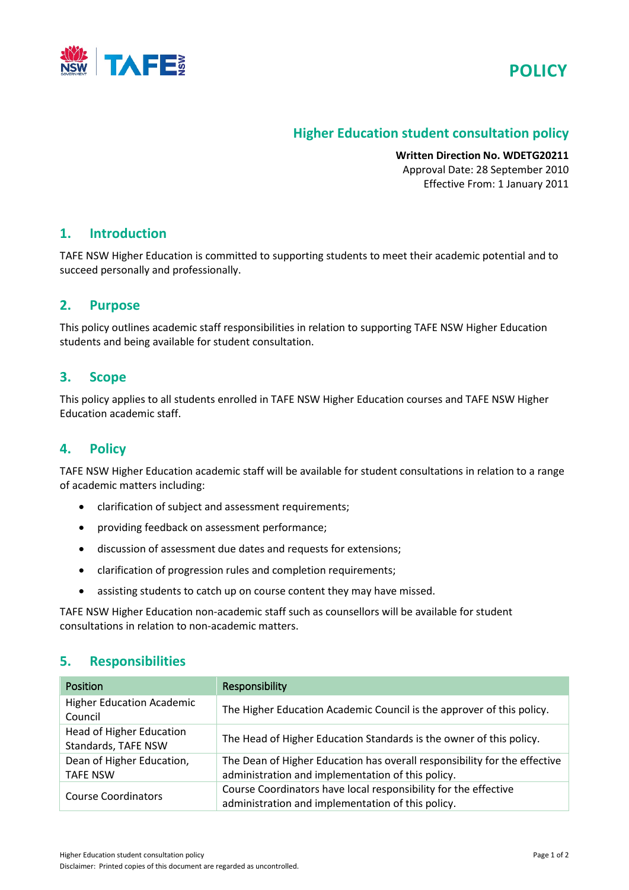POLICY

# Higher Education student consultation policy

**Written Direction No. WDETG20211**
Approval Date: 28 September 2010
Effective From: 1 January 2011

## 1. Introduction

TAFE NSW Higher Education is committed to supporting students to meet their academic potential and to succeed personally and professionally.

## 2. Purpose

This policy outlines academic staff responsibilities in relation to supporting TAFE NSW Higher Education students and being available for student consultation.

## 3. Scope

This policy applies to all students enrolled in TAFE NSW Higher Education courses and TAFE NSW Higher Education academic staff.

## 4. Policy

TAFE NSW Higher Education academic staff will be available for student consultations in relation to a range of academic matters including:

- clarification of subject and assessment requirements;
- providing feedback on assessment performance;
- discussion of assessment due dates and requests for extensions;
- clarification of progression rules and completion requirements;
- assisting students to catch up on course content they may have missed.

TAFE NSW Higher Education non-academic staff such as counsellors will be available for student consultations in relation to non-academic matters.

## 5. Responsibilities

| Position | Responsibility |
| --- | --- |
| Higher Education Academic Council | The Higher Education Academic Council is the approver of this policy. |
| Head of Higher Education Standards, TAFE NSW | The Head of Higher Education Standards is the owner of this policy. |
| Dean of Higher Education, TAFE NSW | The Dean of Higher Education has overall responsibility for the effective administration and implementation of this policy. |
| Course Coordinators | Course Coordinators have local responsibility for the effective administration and implementation of this policy. |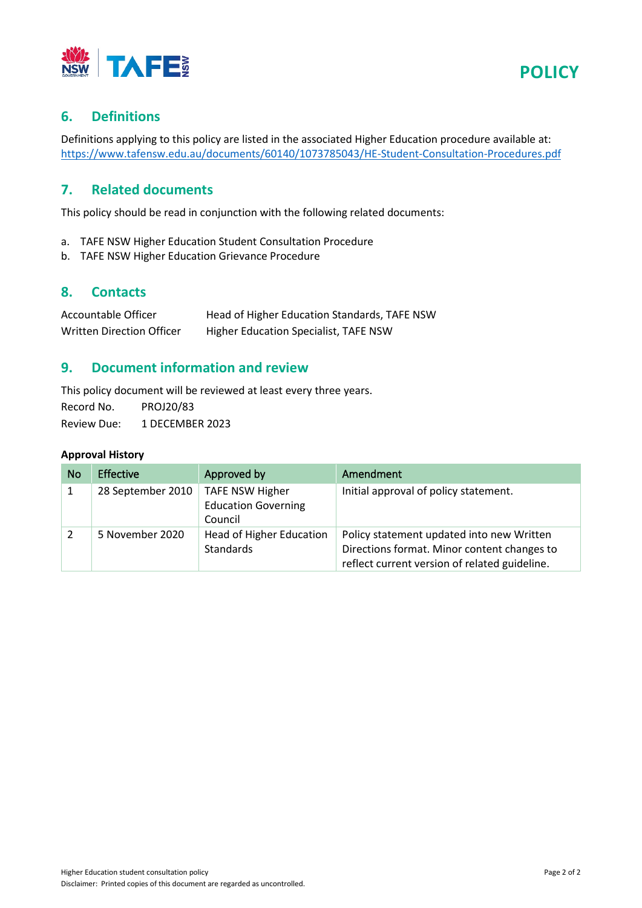POLICY

## 6. Definitions

Definitions applying to this policy are listed in the associated Higher Education procedure available at: https://www.tafensw.edu.au/documents/60140/1073785043/HE-Student-Consultation-Procedures.pdf

## 7. Related documents

This policy should be read in conjunction with the following related documents:

a. TAFE NSW Higher Education Student Consultation Procedure
b. TAFE NSW Higher Education Grievance Procedure

## 8. Contacts

| | |
|---|---|
| Accountable Officer | Head of Higher Education Standards, TAFE NSW |
| Written Direction Officer | Higher Education Specialist, TAFE NSW |

## 9. Document information and review

This policy document will be reviewed at least every three years.

Record No. PROJ20/83

Review Due: 1 DECEMBER 2023

**Approval History**

| No | Effective | Approved by | Amendment |
|---|---|---|---|
| 1 | 28 September 2010 | TAFE NSW Higher Education Governing Council | Initial approval of policy statement. |
| 2 | 5 November 2020 | Head of Higher Education Standards | Policy statement updated into new Written Directions format. Minor content changes to reflect current version of related guideline. |

Higher Education student consultation policy

Disclaimer: Printed copies of this document are regarded as uncontrolled.